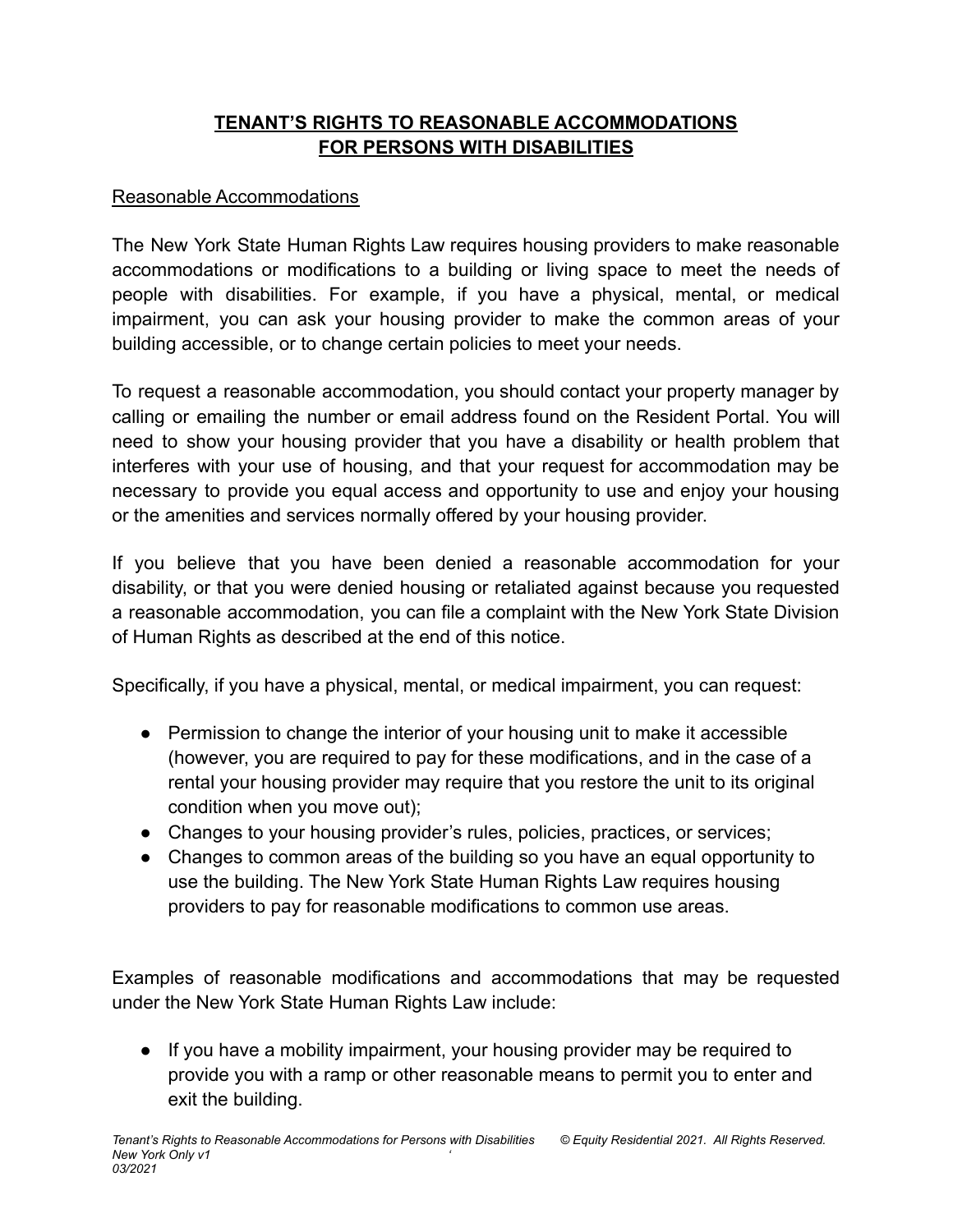# TENANT'S RIGHTS TO REASONABLE ACCOMMODATIONS FOR PERSONS WITH DISABILITIES

## Reasonable Accommodations

The New York State Human Rights Law requires housing providers to make reasonable accommodations or modifications to a building or living space to meet the needs of people with disabilities. For example, if you have a physical, mental, or medical impairment, you can ask your housing provider to make the common areas of your building accessible, or to change certain policies to meet your needs.

To request a reasonable accommodation, you should contact your property manager by calling or emailing the number or email address found on the Resident Portal. You will need to show your housing provider that you have a disability or health problem that interferes with your use of housing, and that your request for accommodation may be necessary to provide you equal access and opportunity to use and enjoy your housing or the amenities and services normally offered by your housing provider.

If you believe that you have been denied a reasonable accommodation for your disability, or that you were denied housing or retaliated against because you requested a reasonable accommodation, you can file a complaint with the New York State Division of Human Rights as described at the end of this notice.

Specifically, if you have a physical, mental, or medical impairment, you can request:

- Permission to change the interior of your housing unit to make it accessible (however, you are required to pay for these modifications, and in the case of a rental your housing provider may require that you restore the unit to its original condition when you move out);
- Changes to your housing provider's rules, policies, practices, or services;
- Changes to common areas of the building so you have an equal opportunity to use the building. The New York State Human Rights Law requires housing providers to pay for reasonable modifications to common use areas.

Examples of reasonable modifications and accommodations that may be requested under the New York State Human Rights Law include:

- If you have a mobility impairment, your housing provider may be required to provide you with a ramp or other reasonable means to permit you to enter and exit the building.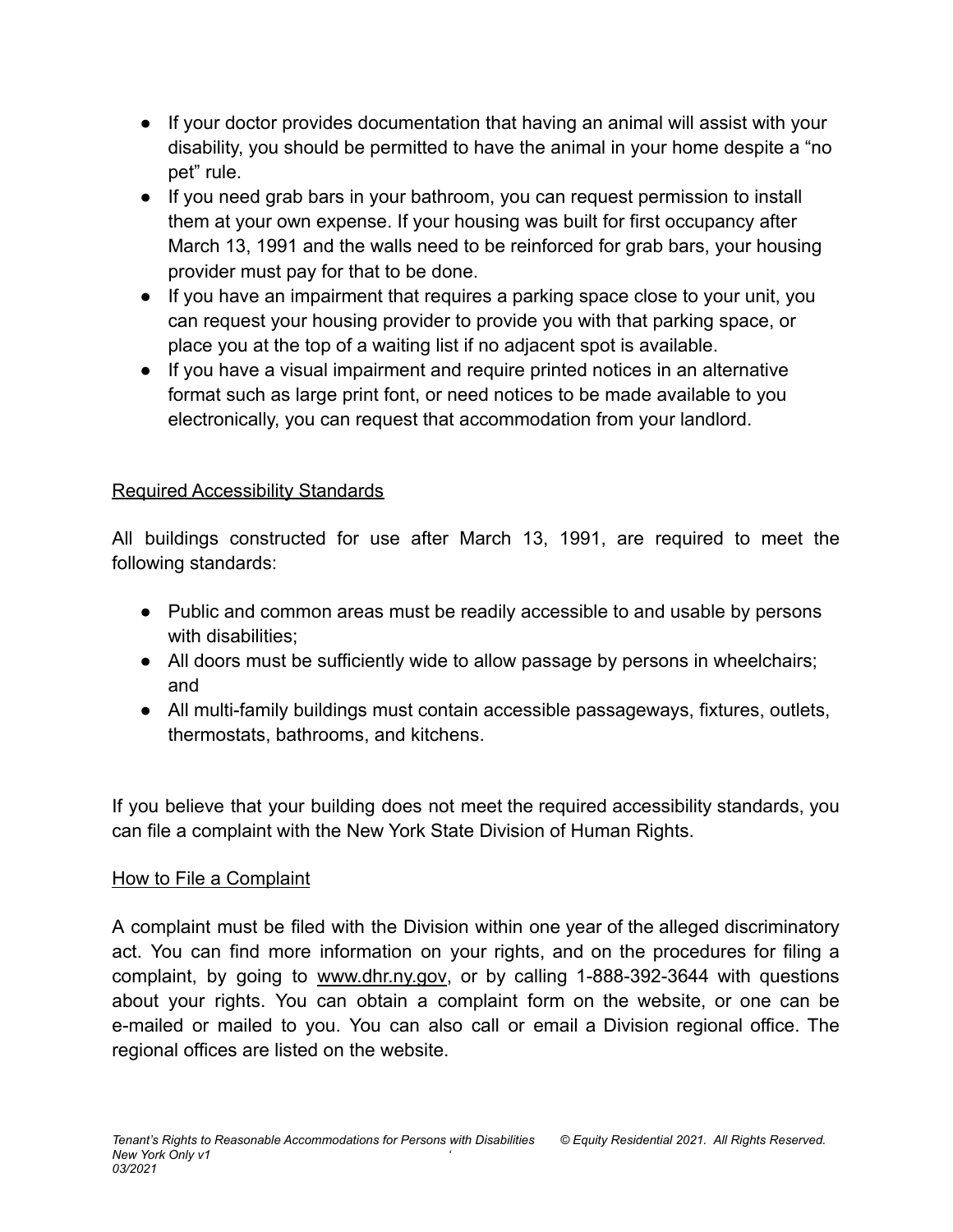- If your doctor provides documentation that having an animal will assist with your disability, you should be permitted to have the animal in your home despite a "no pet" rule.
- If you need grab bars in your bathroom, you can request permission to install them at your own expense. If your housing was built for first occupancy after March 13, 1991 and the walls need to be reinforced for grab bars, your housing provider must pay for that to be done.
- If you have an impairment that requires a parking space close to your unit, you can request your housing provider to provide you with that parking space, or place you at the top of a waiting list if no adjacent spot is available.
- If you have a visual impairment and require printed notices in an alternative format such as large print font, or need notices to be made available to you electronically, you can request that accommodation from your landlord.

## Required Accessibility Standards

All buildings constructed for use after March 13, 1991, are required to meet the following standards:

- Public and common areas must be readily accessible to and usable by persons with disabilities;
- All doors must be sufficiently wide to allow passage by persons in wheelchairs; and
- All multi-family buildings must contain accessible passageways, fixtures, outlets, thermostats, bathrooms, and kitchens.

If you believe that your building does not meet the required accessibility standards, you can file a complaint with the New York State Division of Human Rights.

## How to File a Complaint

A complaint must be filed with the Division within one year of the alleged discriminatory act. You can find more information on your rights, and on the procedures for filing a complaint, by going to www.dhr.ny.gov, or by calling 1-888-392-3644 with questions about your rights. You can obtain a complaint form on the website, or one can be e-mailed or mailed to you. You can also call or email a Division regional office. The regional offices are listed on the website.